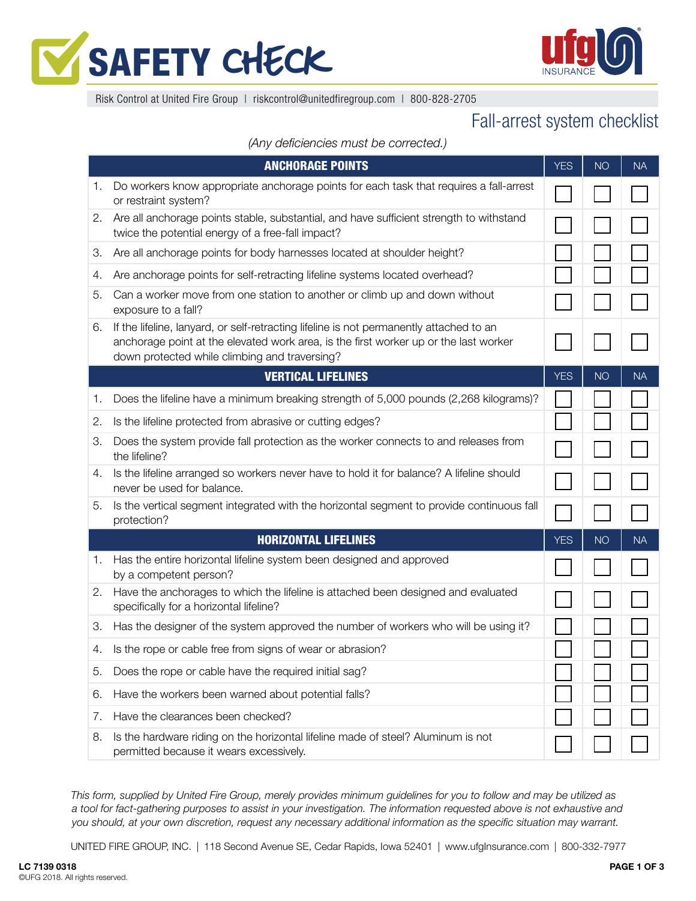# SAFETY CHECK

Risk Control at United Fire Group | riskcontrol@unitedfiregroup.com | 800-828-2705

## Fall-arrest system checklist

*(Any deficiencies must be corrected.)*

| ANCHORAGE POINTS | YES | NO | NA |
|---|---|---|---|
| 1. Do workers know appropriate anchorage points for each task that requires a fall-arrest or restraint system? | ☐ | ☐ | ☐ |
| 2. Are all anchorage points stable, substantial, and have sufficient strength to withstand twice the potential energy of a free-fall impact? | ☐ | ☐ | ☐ |
| 3. Are all anchorage points for body harnesses located at shoulder height? | ☐ | ☐ | ☐ |
| 4. Are anchorage points for self-retracting lifeline systems located overhead? | ☐ | ☐ | ☐ |
| 5. Can a worker move from one station to another or climb up and down without exposure to a fall? | ☐ | ☐ | ☐ |
| 6. If the lifeline, lanyard, or self-retracting lifeline is not permanently attached to an anchorage point at the elevated work area, is the first worker up or the last worker down protected while climbing and traversing? | ☐ | ☐ | ☐ |
| **VERTICAL LIFELINES** | **YES** | **NO** | **NA** |
| 1. Does the lifeline have a minimum breaking strength of 5,000 pounds (2,268 kilograms)? | ☐ | ☐ | ☐ |
| 2. Is the lifeline protected from abrasive or cutting edges? | ☐ | ☐ | ☐ |
| 3. Does the system provide fall protection as the worker connects to and releases from the lifeline? | ☐ | ☐ | ☐ |
| 4. Is the lifeline arranged so workers never have to hold it for balance? A lifeline should never be used for balance. | ☐ | ☐ | ☐ |
| 5. Is the vertical segment integrated with the horizontal segment to provide continuous fall protection? | ☐ | ☐ | ☐ |
| **HORIZONTAL LIFELINES** | **YES** | **NO** | **NA** |
| 1. Has the entire horizontal lifeline system been designed and approved by a competent person? | ☐ | ☐ | ☐ |
| 2. Have the anchorages to which the lifeline is attached been designed and evaluated specifically for a horizontal lifeline? | ☐ | ☐ | ☐ |
| 3. Has the designer of the system approved the number of workers who will be using it? | ☐ | ☐ | ☐ |
| 4. Is the rope or cable free from signs of wear or abrasion? | ☐ | ☐ | ☐ |
| 5. Does the rope or cable have the required initial sag? | ☐ | ☐ | ☐ |
| 6. Have the workers been warned about potential falls? | ☐ | ☐ | ☐ |
| 7. Have the clearances been checked? | ☐ | ☐ | ☐ |
| 8. Is the hardware riding on the horizontal lifeline made of steel? Aluminum is not permitted because it wears excessively. | ☐ | ☐ | ☐ |

*This form, supplied by United Fire Group, merely provides minimum guidelines for you to follow and may be utilized as a tool for fact-gathering purposes to assist in your investigation. The information requested above is not exhaustive and you should, at your own discretion, request any necessary additional information as the specific situation may warrant.*

UNITED FIRE GROUP, INC. | 118 Second Avenue SE, Cedar Rapids, Iowa 52401 | www.ufgInsurance.com | 800-332-7977

**LC 7139 0318**
©UFG 2018. All rights reserved.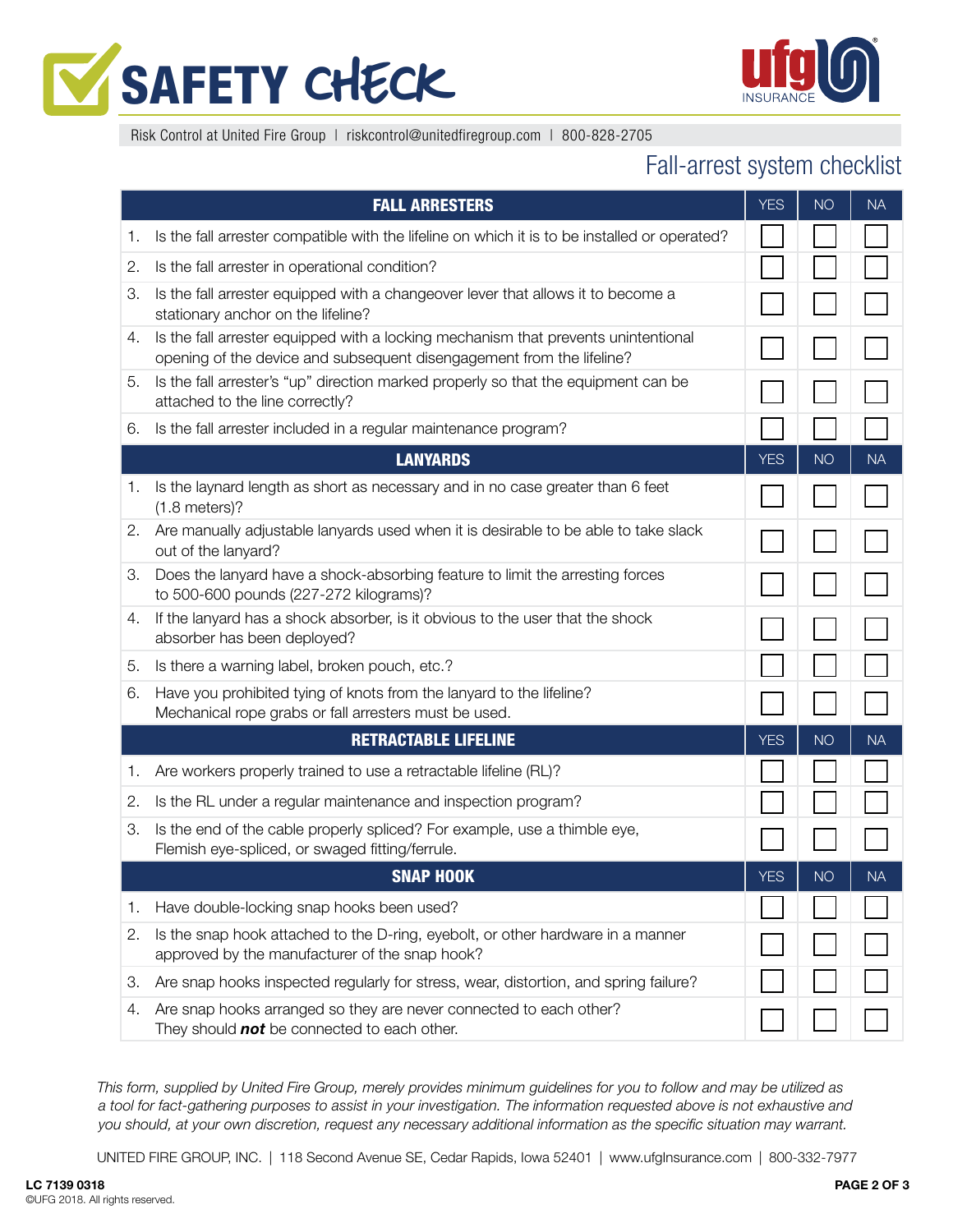# SAFETY CHECK

Risk Control at United Fire Group | riskcontrol@unitedfiregroup.com | 800-828-2705

## Fall-arrest system checklist

| FALL ARRESTERS | YES | NO | NA |
|---|---|---|---|
| 1. Is the fall arrester compatible with the lifeline on which it is to be installed or operated? | ☐ | ☐ | ☐ |
| 2. Is the fall arrester in operational condition? | ☐ | ☐ | ☐ |
| 3. Is the fall arrester equipped with a changeover lever that allows it to become a stationary anchor on the lifeline? | ☐ | ☐ | ☐ |
| 4. Is the fall arrester equipped with a locking mechanism that prevents unintentional opening of the device and subsequent disengagement from the lifeline? | ☐ | ☐ | ☐ |
| 5. Is the fall arrester's "up" direction marked properly so that the equipment can be attached to the line correctly? | ☐ | ☐ | ☐ |
| 6. Is the fall arrester included in a regular maintenance program? | ☐ | ☐ | ☐ |
| **LANYARDS** | **YES** | **NO** | **NA** |
| 1. Is the laynard length as short as necessary and in no case greater than 6 feet (1.8 meters)? | ☐ | ☐ | ☐ |
| 2. Are manually adjustable lanyards used when it is desirable to be able to take slack out of the lanyard? | ☐ | ☐ | ☐ |
| 3. Does the lanyard have a shock-absorbing feature to limit the arresting forces to 500-600 pounds (227-272 kilograms)? | ☐ | ☐ | ☐ |
| 4. If the lanyard has a shock absorber, is it obvious to the user that the shock absorber has been deployed? | ☐ | ☐ | ☐ |
| 5. Is there a warning label, broken pouch, etc.? | ☐ | ☐ | ☐ |
| 6. Have you prohibited tying of knots from the lanyard to the lifeline? Mechanical rope grabs or fall arresters must be used. | ☐ | ☐ | ☐ |
| **RETRACTABLE LIFELINE** | **YES** | **NO** | **NA** |
| 1. Are workers properly trained to use a retractable lifeline (RL)? | ☐ | ☐ | ☐ |
| 2. Is the RL under a regular maintenance and inspection program? | ☐ | ☐ | ☐ |
| 3. Is the end of the cable properly spliced? For example, use a thimble eye, Flemish eye-spliced, or swaged fitting/ferrule. | ☐ | ☐ | ☐ |
| **SNAP HOOK** | **YES** | **NO** | **NA** |
| 1. Have double-locking snap hooks been used? | ☐ | ☐ | ☐ |
| 2. Is the snap hook attached to the D-ring, eyebolt, or other hardware in a manner approved by the manufacturer of the snap hook? | ☐ | ☐ | ☐ |
| 3. Are snap hooks inspected regularly for stress, wear, distortion, and spring failure? | ☐ | ☐ | ☐ |
| 4. Are snap hooks arranged so they are never connected to each other? They should ***not*** be connected to each other. | ☐ | ☐ | ☐ |

*This form, supplied by United Fire Group, merely provides minimum guidelines for you to follow and may be utilized as a tool for fact-gathering purposes to assist in your investigation. The information requested above is not exhaustive and you should, at your own discretion, request any necessary additional information as the specific situation may warrant.*

UNITED FIRE GROUP, INC. | 118 Second Avenue SE, Cedar Rapids, Iowa 52401 | www.ufgInsurance.com | 800-332-7977

**LC 7139 0318**
©UFG 2018. All rights reserved.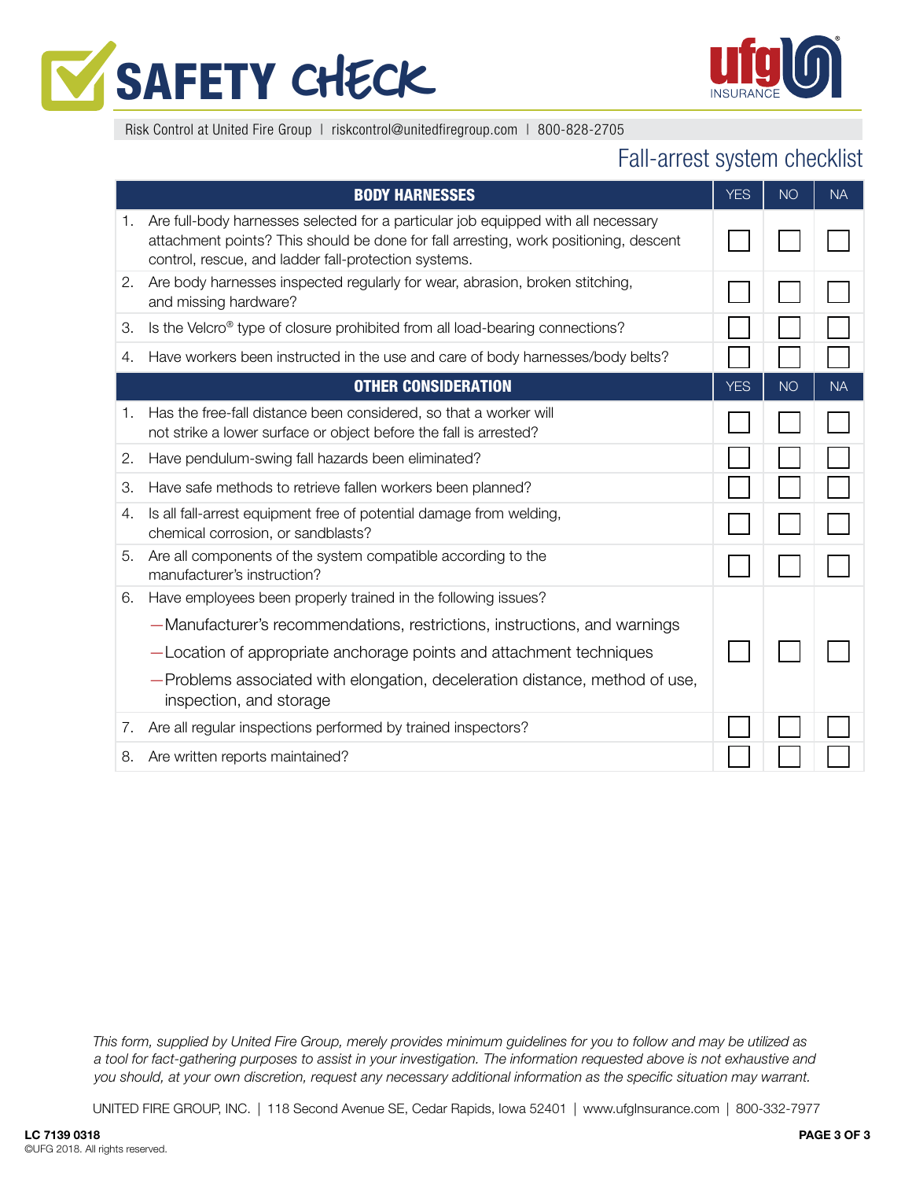# SAFETY CHECK

Risk Control at United Fire Group | riskcontrol@unitedfiregroup.com | 800-828-2705

## Fall-arrest system checklist

| BODY HARNESSES | YES | NO | NA |
|---|---|---|---|
| 1. Are full-body harnesses selected for a particular job equipped with all necessary attachment points? This should be done for fall arresting, work positioning, descent control, rescue, and ladder fall-protection systems. | ☐ | ☐ | ☐ |
| 2. Are body harnesses inspected regularly for wear, abrasion, broken stitching, and missing hardware? | ☐ | ☐ | ☐ |
| 3. Is the Velcro® type of closure prohibited from all load-bearing connections? | ☐ | ☐ | ☐ |
| 4. Have workers been instructed in the use and care of body harnesses/body belts? | ☐ | ☐ | ☐ |

| OTHER CONSIDERATION | YES | NO | NA |
|---|---|---|---|
| 1. Has the free-fall distance been considered, so that a worker will not strike a lower surface or object before the fall is arrested? | ☐ | ☐ | ☐ |
| 2. Have pendulum-swing fall hazards been eliminated? | ☐ | ☐ | ☐ |
| 3. Have safe methods to retrieve fallen workers been planned? | ☐ | ☐ | ☐ |
| 4. Is all fall-arrest equipment free of potential damage from welding, chemical corrosion, or sandblasts? | ☐ | ☐ | ☐ |
| 5. Are all components of the system compatible according to the manufacturer's instruction? | ☐ | ☐ | ☐ |
| 6. Have employees been properly trained in the following issues? —Manufacturer's recommendations, restrictions, instructions, and warnings —Location of appropriate anchorage points and attachment techniques —Problems associated with elongation, deceleration distance, method of use, inspection, and storage | ☐ | ☐ | ☐ |
| 7. Are all regular inspections performed by trained inspectors? | ☐ | ☐ | ☐ |
| 8. Are written reports maintained? | ☐ | ☐ | ☐ |

*This form, supplied by United Fire Group, merely provides minimum guidelines for you to follow and may be utilized as a tool for fact-gathering purposes to assist in your investigation. The information requested above is not exhaustive and you should, at your own discretion, request any necessary additional information as the specific situation may warrant.*

UNITED FIRE GROUP, INC. | 118 Second Avenue SE, Cedar Rapids, Iowa 52401 | www.ufgInsurance.com | 800-332-7977

**LC 7139 0318**
©UFG 2018. All rights reserved.